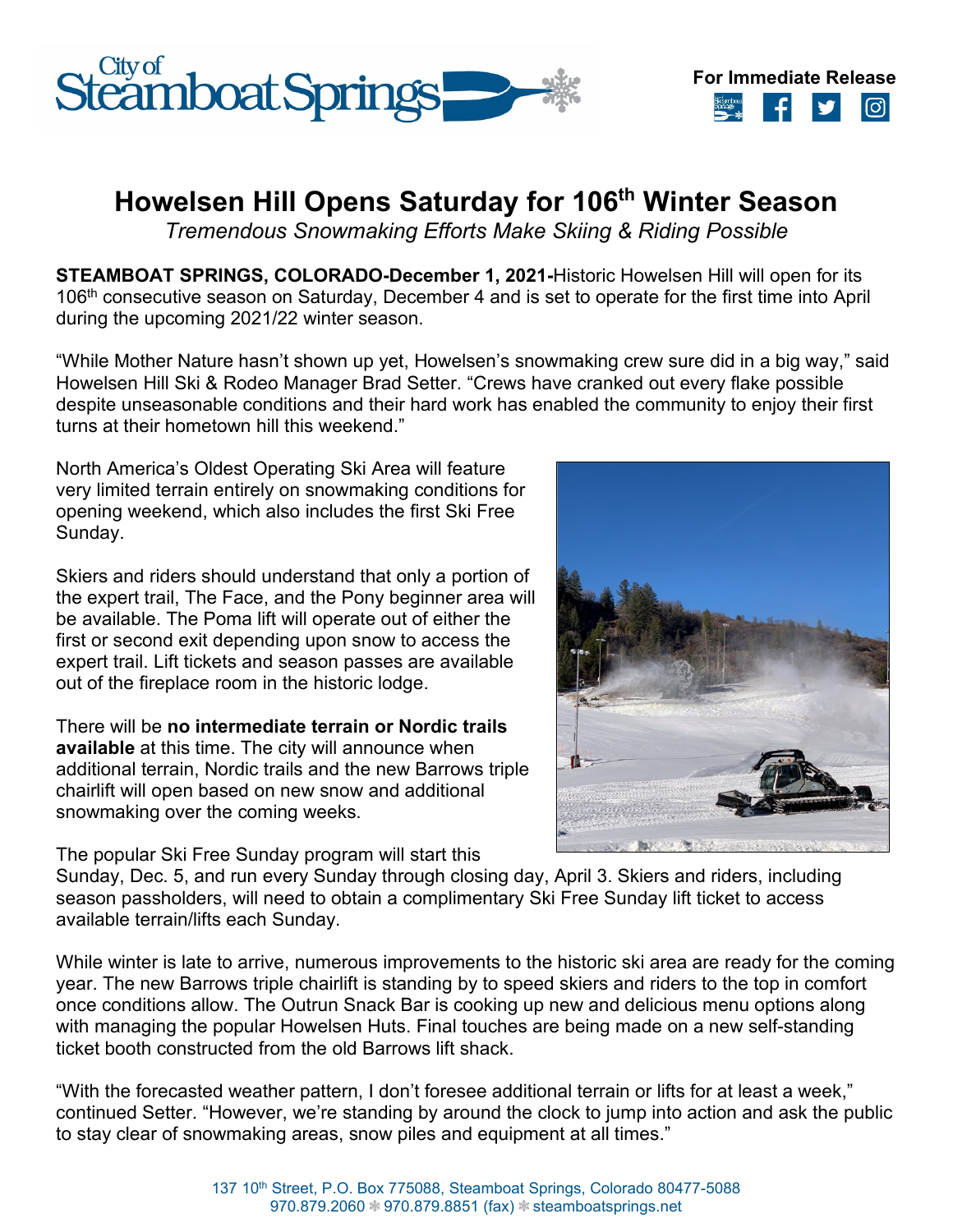For Immediate Release

# Howelsen Hill Opens Saturday for 106th Winter Season

*Tremendous Snowmaking Efforts Make Skiing & Riding Possible*

**STEAMBOAT SPRINGS, COLORADO-December 1, 2021-**Historic Howelsen Hill will open for its 106th consecutive season on Saturday, December 4 and is set to operate for the first time into April during the upcoming 2021/22 winter season.

"While Mother Nature hasn't shown up yet, Howelsen's snowmaking crew sure did in a big way," said Howelsen Hill Ski & Rodeo Manager Brad Setter. "Crews have cranked out every flake possible despite unseasonable conditions and their hard work has enabled the community to enjoy their first turns at their hometown hill this weekend."

North America's Oldest Operating Ski Area will feature very limited terrain entirely on snowmaking conditions for opening weekend, which also includes the first Ski Free Sunday.

Skiers and riders should understand that only a portion of the expert trail, The Face, and the Pony beginner area will be available. The Poma lift will operate out of either the first or second exit depending upon snow to access the expert trail. Lift tickets and season passes are available out of the fireplace room in the historic lodge.

There will be **no intermediate terrain or Nordic trails available** at this time. The city will announce when additional terrain, Nordic trails and the new Barrows triple chairlift will open based on new snow and additional snowmaking over the coming weeks.

The popular Ski Free Sunday program will start this Sunday, Dec. 5, and run every Sunday through closing day, April 3. Skiers and riders, including season passholders, will need to obtain a complimentary Ski Free Sunday lift ticket to access available terrain/lifts each Sunday.

While winter is late to arrive, numerous improvements to the historic ski area are ready for the coming year. The new Barrows triple chairlift is standing by to speed skiers and riders to the top in comfort once conditions allow. The Outrun Snack Bar is cooking up new and delicious menu options along with managing the popular Howelsen Huts. Final touches are being made on a new self-standing ticket booth constructed from the old Barrows lift shack.

"With the forecasted weather pattern, I don't foresee additional terrain or lifts for at least a week," continued Setter. "However, we're standing by around the clock to jump into action and ask the public to stay clear of snowmaking areas, snow piles and equipment at all times."

137 10th Street, P.O. Box 775088, Steamboat Springs, Colorado 80477-5088
970.879.2060 ❄ 970.879.8851 (fax) ❄ steamboatsprings.net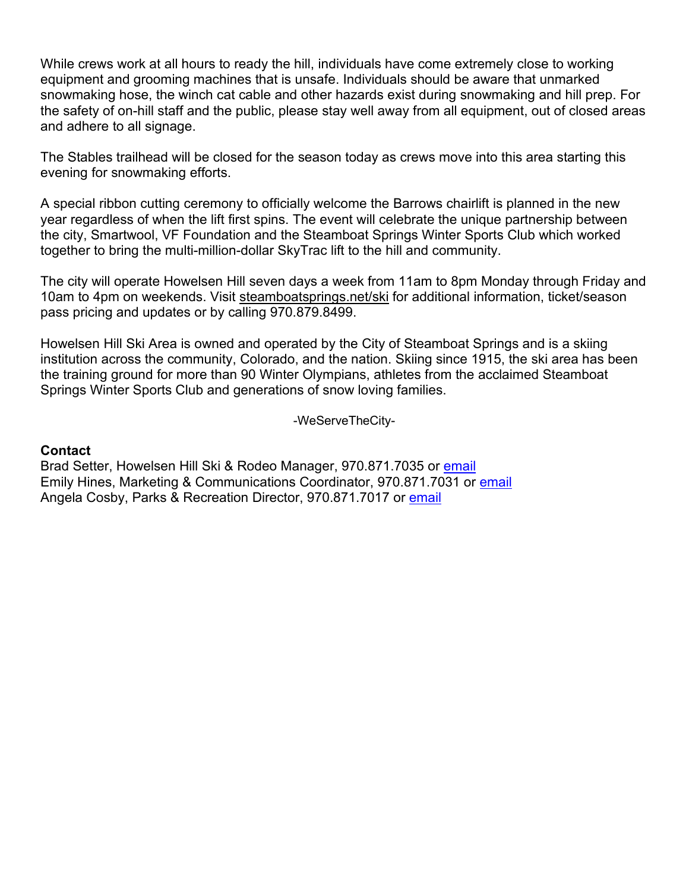While crews work at all hours to ready the hill, individuals have come extremely close to working equipment and grooming machines that is unsafe. Individuals should be aware that unmarked snowmaking hose, the winch cat cable and other hazards exist during snowmaking and hill prep. For the safety of on-hill staff and the public, please stay well away from all equipment, out of closed areas and adhere to all signage.

The Stables trailhead will be closed for the season today as crews move into this area starting this evening for snowmaking efforts.

A special ribbon cutting ceremony to officially welcome the Barrows chairlift is planned in the new year regardless of when the lift first spins. The event will celebrate the unique partnership between the city, Smartwool, VF Foundation and the Steamboat Springs Winter Sports Club which worked together to bring the multi-million-dollar SkyTrac lift to the hill and community.

The city will operate Howelsen Hill seven days a week from 11am to 8pm Monday through Friday and 10am to 4pm on weekends. Visit steamboatsprings.net/ski for additional information, ticket/season pass pricing and updates or by calling 970.879.8499.

Howelsen Hill Ski Area is owned and operated by the City of Steamboat Springs and is a skiing institution across the community, Colorado, and the nation. Skiing since 1915, the ski area has been the training ground for more than 90 Winter Olympians, athletes from the acclaimed Steamboat Springs Winter Sports Club and generations of snow loving families.

-WeServeTheCity-

**Contact**
Brad Setter, Howelsen Hill Ski & Rodeo Manager, 970.871.7035 or email
Emily Hines, Marketing & Communications Coordinator, 970.871.7031 or email
Angela Cosby, Parks & Recreation Director, 970.871.7017 or email